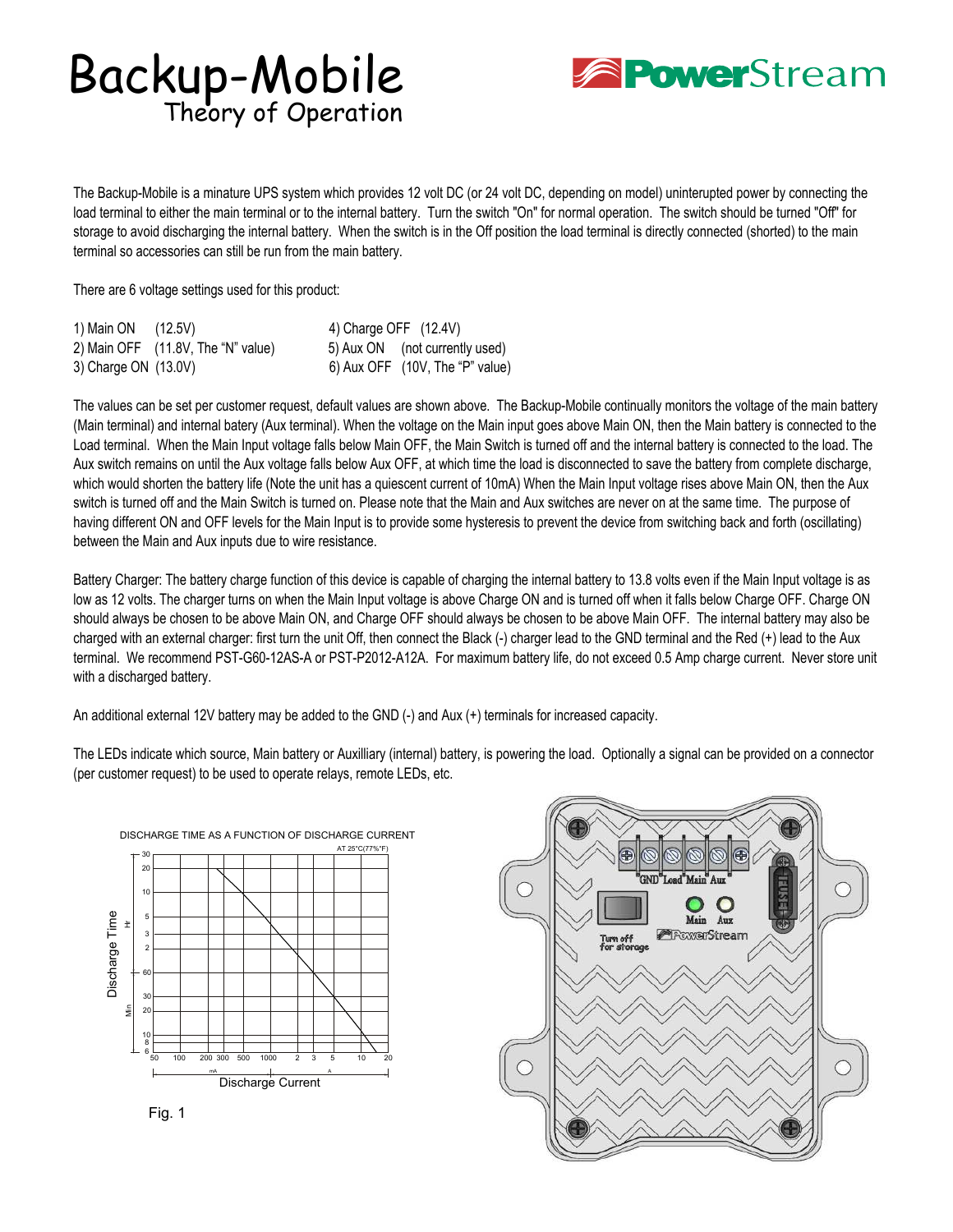# Backup-Mobile
## Theory of Operation

PowerStream

The Backup-Mobile is a minature UPS system which provides 12 volt DC (or 24 volt DC, depending on model) uninterupted power by connecting the load terminal to either the main terminal or to the internal battery. Turn the switch "On" for normal operation. The switch should be turned "Off" for storage to avoid discharging the internal battery. When the switch is in the Off position the load terminal is directly connected (shorted) to the main terminal so accessories can still be run from the main battery.

There are 6 voltage settings used for this product:

1) Main ON (12.5V)
2) Main OFF (11.8V, The "N" value)
3) Charge ON (13.0V)
4) Charge OFF (12.4V)
5) Aux ON (not currently used)
6) Aux OFF (10V, The "P" value)

The values can be set per customer request, default values are shown above. The Backup-Mobile continually monitors the voltage of the main battery (Main terminal) and internal batery (Aux terminal). When the voltage on the Main input goes above Main ON, then the Main battery is connected to the Load terminal. When the Main Input voltage falls below Main OFF, the Main Switch is turned off and the internal battery is connected to the load. The Aux switch remains on until the Aux voltage falls below Aux OFF, at which time the load is disconnected to save the battery from complete discharge, which would shorten the battery life (Note the unit has a quiescent current of 10mA) When the Main Input voltage rises above Main ON, then the Aux switch is turned off and the Main Switch is turned on. Please note that the Main and Aux switches are never on at the same time. The purpose of having different ON and OFF levels for the Main Input is to provide some hysteresis to prevent the device from switching back and forth (oscillating) between the Main and Aux inputs due to wire resistance.

Battery Charger: The battery charge function of this device is capable of charging the internal battery to 13.8 volts even if the Main Input voltage is as low as 12 volts. The charger turns on when the Main Input voltage is above Charge ON and is turned off when it falls below Charge OFF. Charge ON should always be chosen to be above Main ON, and Charge OFF should always be chosen to be above Main OFF. The internal battery may also be charged with an external charger: first turn the unit Off, then connect the Black (-) charger lead to the GND terminal and the Red (+) lead to the Aux terminal. We recommend PST-G60-12AS-A or PST-P2012-A12A. For maximum battery life, do not exceed 0.5 Amp charge current. Never store unit with a discharged battery.

An additional external 12V battery may be added to the GND (-) and Aux (+) terminals for increased capacity.

The LEDs indicate which source, Main battery or Auxilliary (internal) battery, is powering the load. Optionally a signal can be provided on a connector (per customer request) to be used to operate relays, remote LEDs, etc.

DISCHARGE TIME AS A FUNCTION OF DISCHARGE CURRENT

Fig. 1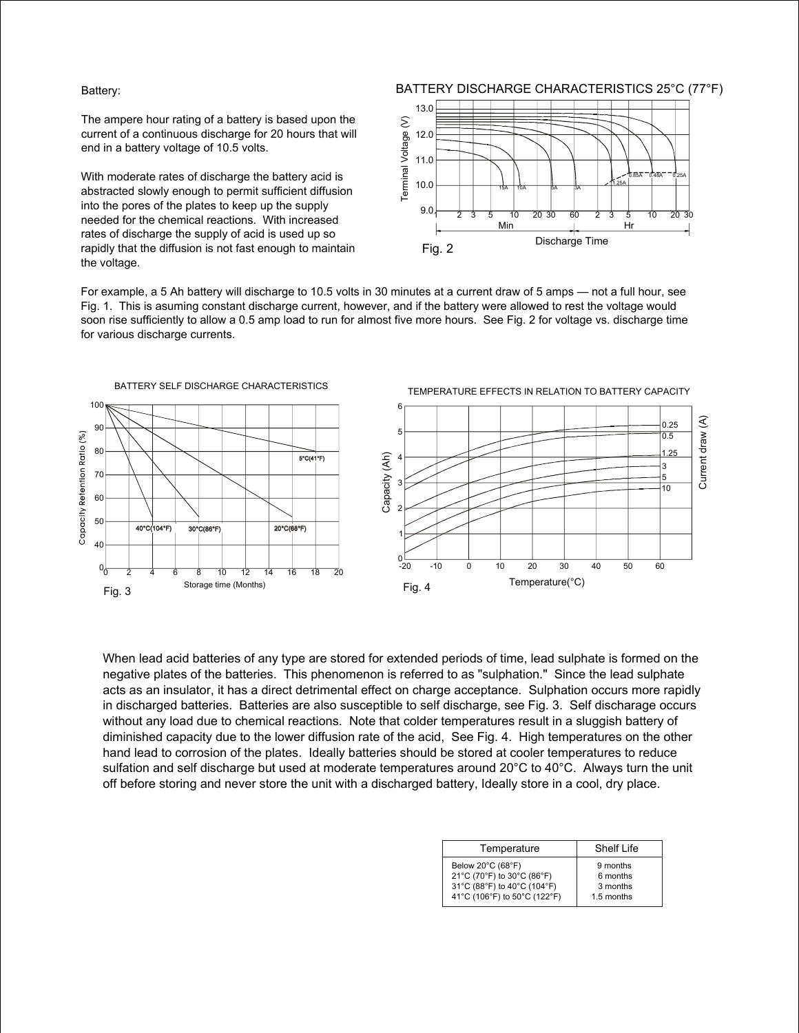Battery:

The ampere hour rating of a battery is based upon the current of a continuous discharge for 20 hours that will end in a battery voltage of 10.5 volts.

With moderate rates of discharge the battery acid is abstracted slowly enough to permit sufficient diffusion into the pores of the plates to keep up the supply needed for the chemical reactions. With increased rates of discharge the supply of acid is used up so rapidly that the diffusion is not fast enough to maintain the voltage.

BATTERY DISCHARGE CHARACTERISTICS 25°C (77°F)

Fig. 2

For example, a 5 Ah battery will discharge to 10.5 volts in 30 minutes at a current draw of 5 amps — not a full hour, see Fig. 1. This is asuming constant discharge current, however, and if the battery were allowed to rest the voltage would soon rise sufficiently to allow a 0.5 amp load to run for almost five more hours. See Fig. 2 for voltage vs. discharge time for various discharge currents.

BATTERY SELF DISCHARGE CHARACTERISTICS

Fig. 3

TEMPERATURE EFFECTS IN RELATION TO BATTERY CAPACITY

Fig. 4

When lead acid batteries of any type are stored for extended periods of time, lead sulphate is formed on the negative plates of the batteries. This phenomenon is referred to as "sulphation." Since the lead sulphate acts as an insulator, it has a direct detrimental effect on charge acceptance. Sulphation occurs more rapidly in discharged batteries. Batteries are also susceptible to self discharge, see Fig. 3. Self discharage occurs without any load due to chemical reactions. Note that colder temperatures result in a sluggish battery of diminished capacity due to the lower diffusion rate of the acid, See Fig. 4. High temperatures on the other hand lead to corrosion of the plates. Ideally batteries should be stored at cooler temperatures to reduce sulfation and self discharge but used at moderate temperatures around 20°C to 40°C. Always turn the unit off before storing and never store the unit with a discharged battery, Ideally store in a cool, dry place.

| Temperature | Shelf Life |
|---|---|
| Below 20°C (68°F) | 9 months |
| 21°C (70°F) to 30°C (86°F) | 6 months |
| 31°C (88°F) to 40°C (104°F) | 3 months |
| 41°C (106°F) to 50°C (122°F) | 1.5 months |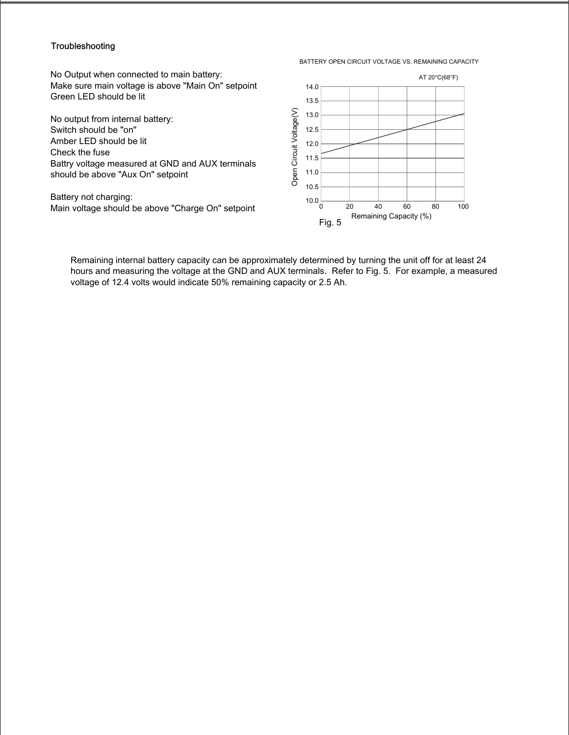## Troubleshooting

No Output when connected to main battery:
Make sure main voltage is above "Main On" setpoint
Green LED should be lit

No output from internal battery:
Switch should be "on"
Amber LED should be lit
Check the fuse
Battry voltage measured at GND and AUX terminals should be above "Aux On" setpoint

Battery not charging:
Main voltage should be above "Charge On" setpoint

BATTERY OPEN CIRCUIT VOLTAGE VS. REMAINING CAPACITY

AT 20°C(68°F)

Open Circuit Voltage(V)

14.0
13.5
13.0
12.5
12.0
11.5
11.0
10.5
10.0

0 20 40 60 80 100

Remaining Capacity (%)

Fig. 5

Remaining internal battery capacity can be approximately determined by turning the unit off for at least 24 hours and measuring the voltage at the GND and AUX terminals. Refer to Fig. 5. For example, a measured voltage of 12.4 volts would indicate 50% remaining capacity or 2.5 Ah.